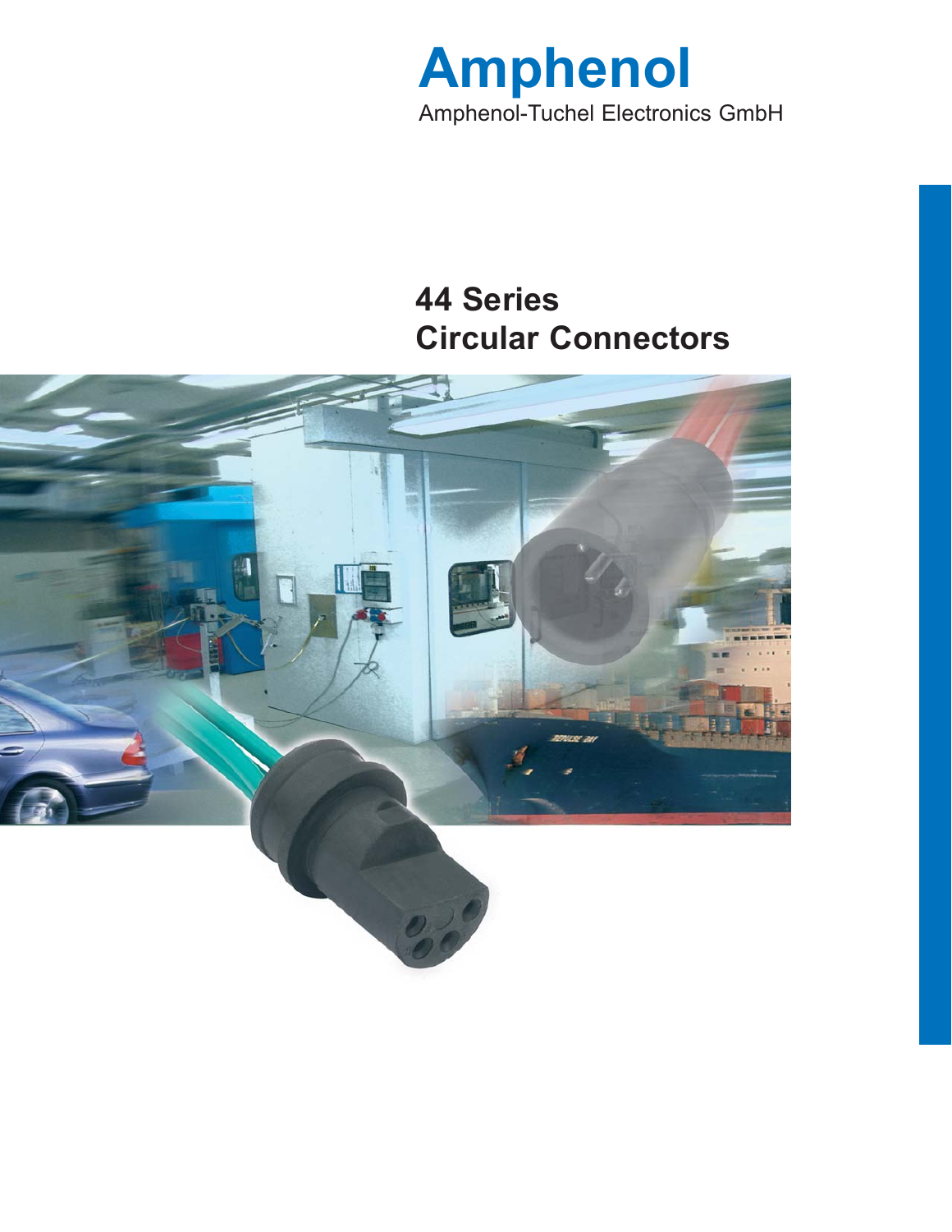# Amphenol

Amphenol-Tuchel Electronics GmbH

## 44 Series
## Circular Connectors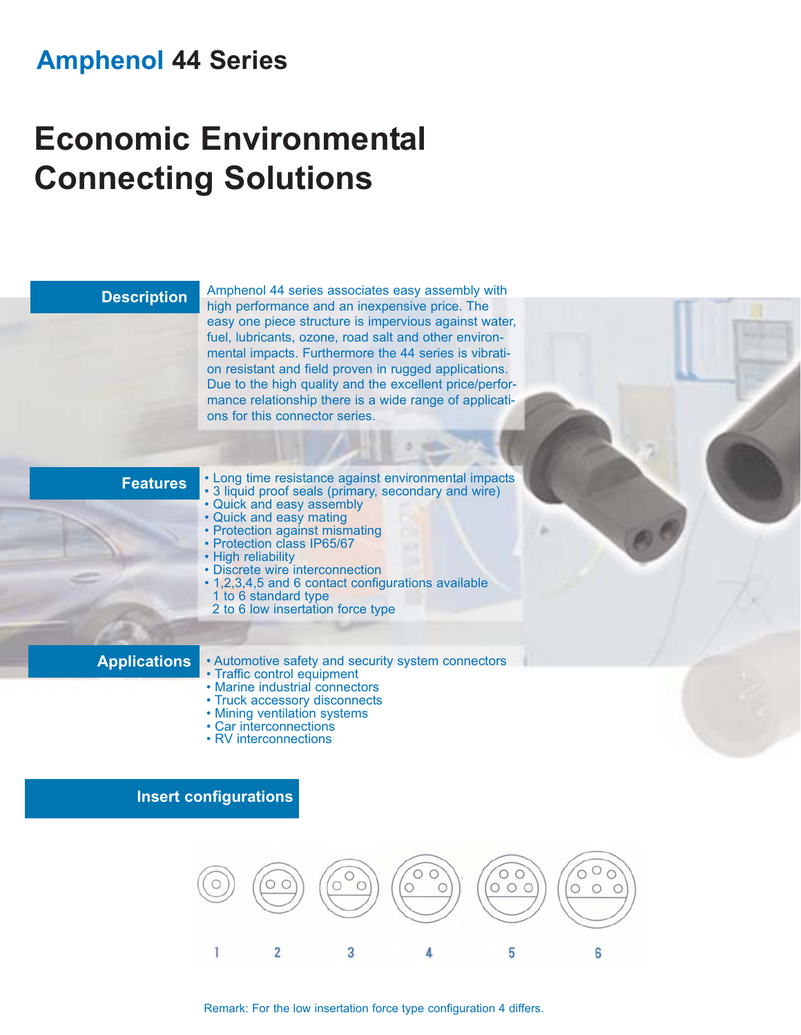## Amphenol 44 Series

# Economic Environmental Connecting Solutions

### Description

Amphenol 44 series associates easy assembly with high performance and an inexpensive price. The easy one piece structure is impervious against water, fuel, lubricants, ozone, road salt and other environmental impacts. Furthermore the 44 series is vibration resistant and field proven in rugged applications. Due to the high quality and the excellent price/performance relationship there is a wide range of applications for this connector series.

### Features

- Long time resistance against environmental impacts
- 3 liquid proof seals (primary, secondary and wire)
- Quick and easy assembly
- Quick and easy mating
- Protection against mismating
- Protection class IP65/67
- High reliability
- Discrete wire interconnection
- 1,2,3,4,5 and 6 contact configurations available
  1 to 6 standard type
  2 to 6 low insertation force type

### Applications

- Automotive safety and security system connectors
- Traffic control equipment
- Marine industrial connectors
- Truck accessory disconnects
- Mining ventilation systems
- Car interconnections
- RV interconnections

### Insert configurations

1 2 3 4 5 6

Remark: For the low insertation force type configuration 4 differs.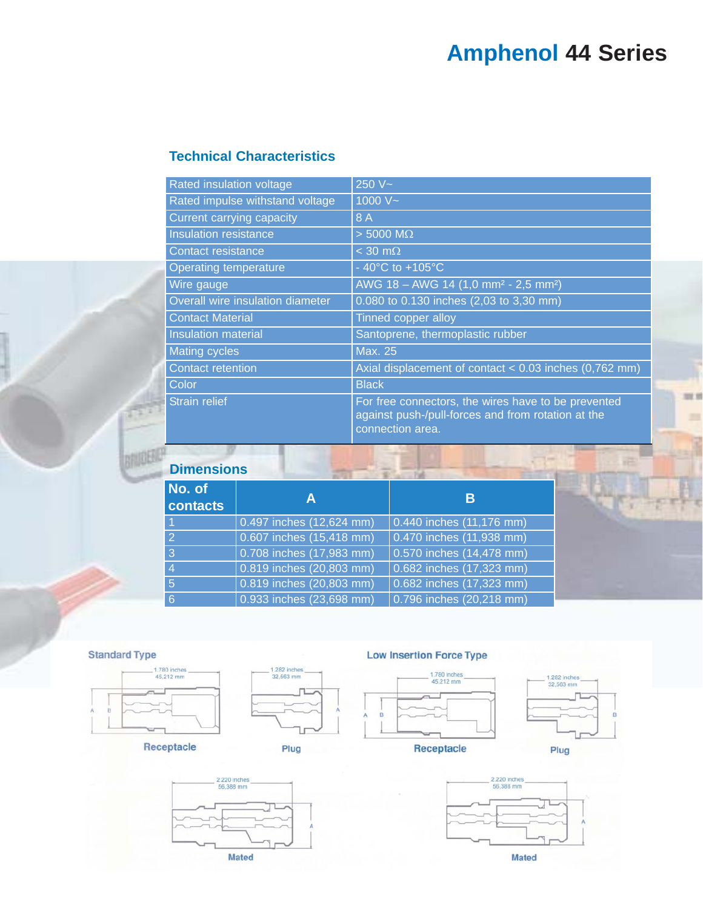# Amphenol 44 Series

## Technical Characteristics

| | |
|---|---|
| Rated insulation voltage | 250 V~ |
| Rated impulse withstand voltage | 1000 V~ |
| Current carrying capacity | 8 A |
| Insulation resistance | > 5000 MΩ |
| Contact resistance | < 30 mΩ |
| Operating temperature | - 40°C to +105°C |
| Wire gauge | AWG 18 – AWG 14 (1,0 mm² - 2,5 mm²) |
| Overall wire insulation diameter | 0.080 to 0.130 inches (2,03 to 3,30 mm) |
| Contact Material | Tinned copper alloy |
| Insulation material | Santoprene, thermoplastic rubber |
| Mating cycles | Max. 25 |
| Contact retention | Axial displacement of contact < 0.03 inches (0,762 mm) |
| Color | Black |
| Strain relief | For free connectors, the wires have to be prevented against push-/pull-forces and from rotation at the connection area. |

## Dimensions

| No. of contacts | A | B |
|---|---|---|
| 1 | 0.497 inches (12,624 mm) | 0.440 inches (11,176 mm) |
| 2 | 0.607 inches (15,418 mm) | 0.470 inches (11,938 mm) |
| 3 | 0.708 inches (17,983 mm) | 0.570 inches (14,478 mm) |
| 4 | 0.819 inches (20,803 mm) | 0.682 inches (17,323 mm) |
| 5 | 0.819 inches (20,803 mm) | 0.682 inches (17,323 mm) |
| 6 | 0.933 inches (23,698 mm) | 0.796 inches (20,218 mm) |

**Standard Type**

Receptacle: 1.780 inches / 45,212 mm

Plug: 1.282 inches / 32,563 mm

Mated: 2.220 inches / 56,388 mm

**Low Insertion Force Type**

Receptacle: 1.780 inches / 45,212 mm

Plug: 1.282 inches / 32,563 mm

Mated: 2.220 inches / 56,388 mm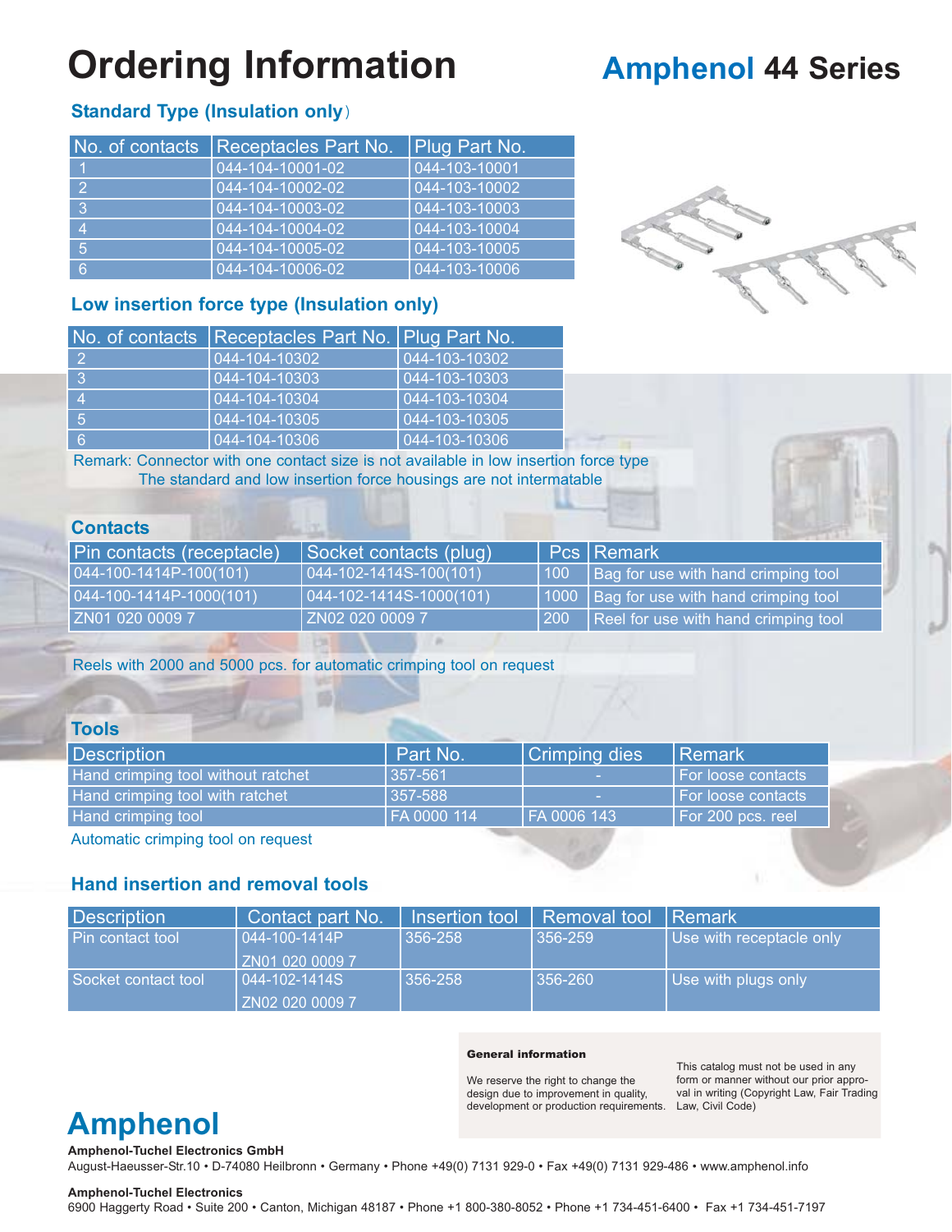# Ordering Information

## Amphenol 44 Series

### Standard Type (Insulation only)

| No. of contacts | Receptacles Part No. | Plug Part No. |
|---|---|---|
| 1 | 044-104-10001-02 | 044-103-10001 |
| 2 | 044-104-10002-02 | 044-103-10002 |
| 3 | 044-104-10003-02 | 044-103-10003 |
| 4 | 044-104-10004-02 | 044-103-10004 |
| 5 | 044-104-10005-02 | 044-103-10005 |
| 6 | 044-104-10006-02 | 044-103-10006 |

### Low insertion force type (Insulation only)

| No. of contacts | Receptacles Part No. | Plug Part No. |
|---|---|---|
| 2 | 044-104-10302 | 044-103-10302 |
| 3 | 044-104-10303 | 044-103-10303 |
| 4 | 044-104-10304 | 044-103-10304 |
| 5 | 044-104-10305 | 044-103-10305 |
| 6 | 044-104-10306 | 044-103-10306 |

Remark: Connector with one contact size is not available in low insertion force type
The standard and low insertion force housings are not intermatable

### Contacts

| Pin contacts (receptacle) | Socket contacts (plug) | Pcs | Remark |
|---|---|---|---|
| 044-100-1414P-100(101) | 044-102-1414S-100(101) | 100 | Bag for use with hand crimping tool |
| 044-100-1414P-1000(101) | 044-102-1414S-1000(101) | 1000 | Bag for use with hand crimping tool |
| ZN01 020 0009 7 | ZN02 020 0009 7 | 200 | Reel for use with hand crimping tool |

Reels with 2000 and 5000 pcs. for automatic crimping tool on request

### Tools

| Description | Part No. | Crimping dies | Remark |
|---|---|---|---|
| Hand crimping tool without ratchet | 357-561 | - | For loose contacts |
| Hand crimping tool with ratchet | 357-588 | - | For loose contacts |
| Hand crimping tool | FA 0000 114 | FA 0006 143 | For 200 pcs. reel |

Automatic crimping tool on request

### Hand insertion and removal tools

| Description | Contact part No. | Insertion tool | Removal tool | Remark |
|---|---|---|---|---|
| Pin contact tool | 044-100-1414P<br>ZN01 020 0009 7 | 356-258 | 356-259 | Use with receptacle only |
| Socket contact tool | 044-102-1414S<br>ZN02 020 0009 7 | 356-258 | 356-260 | Use with plugs only |

**General information**

We reserve the right to change the design due to improvement in quality, development or production requirements.

This catalog must not be used in any form or manner without our prior approval in writing (Copyright Law, Fair Trading Law, Civil Code)

# Amphenol

**Amphenol-Tuchel Electronics GmbH**
August-Haeusser-Str.10 • D-74080 Heilbronn • Germany • Phone +49(0) 7131 929-0 • Fax +49(0) 7131 929-486 • www.amphenol.info

**Amphenol-Tuchel Electronics**
6900 Haggerty Road • Suite 200 • Canton, Michigan 48187 • Phone +1 800-380-8052 • Phone +1 734-451-6400 • Fax +1 734-451-7197